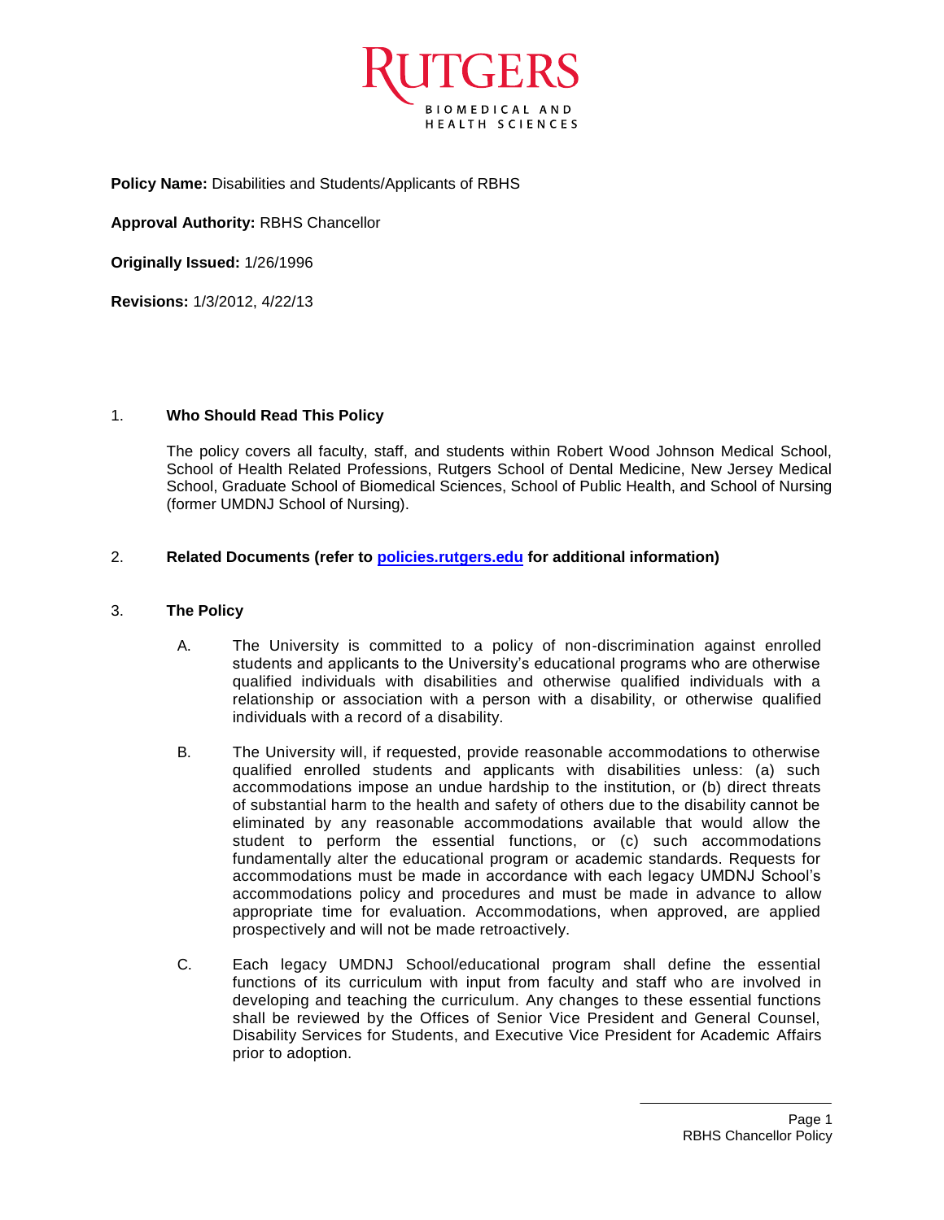**Policy Name:** Disabilities and Students/Applicants of RBHS

**Approval Authority:** RBHS Chancellor

**Originally Issued:** 1/26/1996

**Revisions:** 1/3/2012, 4/22/13

## 1. Who Should Read This Policy

The policy covers all faculty, staff, and students within Robert Wood Johnson Medical School, School of Health Related Professions, Rutgers School of Dental Medicine, New Jersey Medical School, Graduate School of Biomedical Sciences, School of Public Health, and School of Nursing (former UMDNJ School of Nursing).

## 2. Related Documents (refer to [policies.rutgers.edu](http://policies.rutgers.edu) for additional information)

## 3. The Policy

A. The University is committed to a policy of non-discrimination against enrolled students and applicants to the University's educational programs who are otherwise qualified individuals with disabilities and otherwise qualified individuals with a relationship or association with a person with a disability, or otherwise qualified individuals with a record of a disability.

B. The University will, if requested, provide reasonable accommodations to otherwise qualified enrolled students and applicants with disabilities unless: (a) such accommodations impose an undue hardship to the institution, or (b) direct threats of substantial harm to the health and safety of others due to the disability cannot be eliminated by any reasonable accommodations available that would allow the student to perform the essential functions, or (c) such accommodations fundamentally alter the educational program or academic standards. Requests for accommodations must be made in accordance with each legacy UMDNJ School's accommodations policy and procedures and must be made in advance to allow appropriate time for evaluation. Accommodations, when approved, are applied prospectively and will not be made retroactively.

C. Each legacy UMDNJ School/educational program shall define the essential functions of its curriculum with input from faculty and staff who are involved in developing and teaching the curriculum. Any changes to these essential functions shall be reviewed by the Offices of Senior Vice President and General Counsel, Disability Services for Students, and Executive Vice President for Academic Affairs prior to adoption.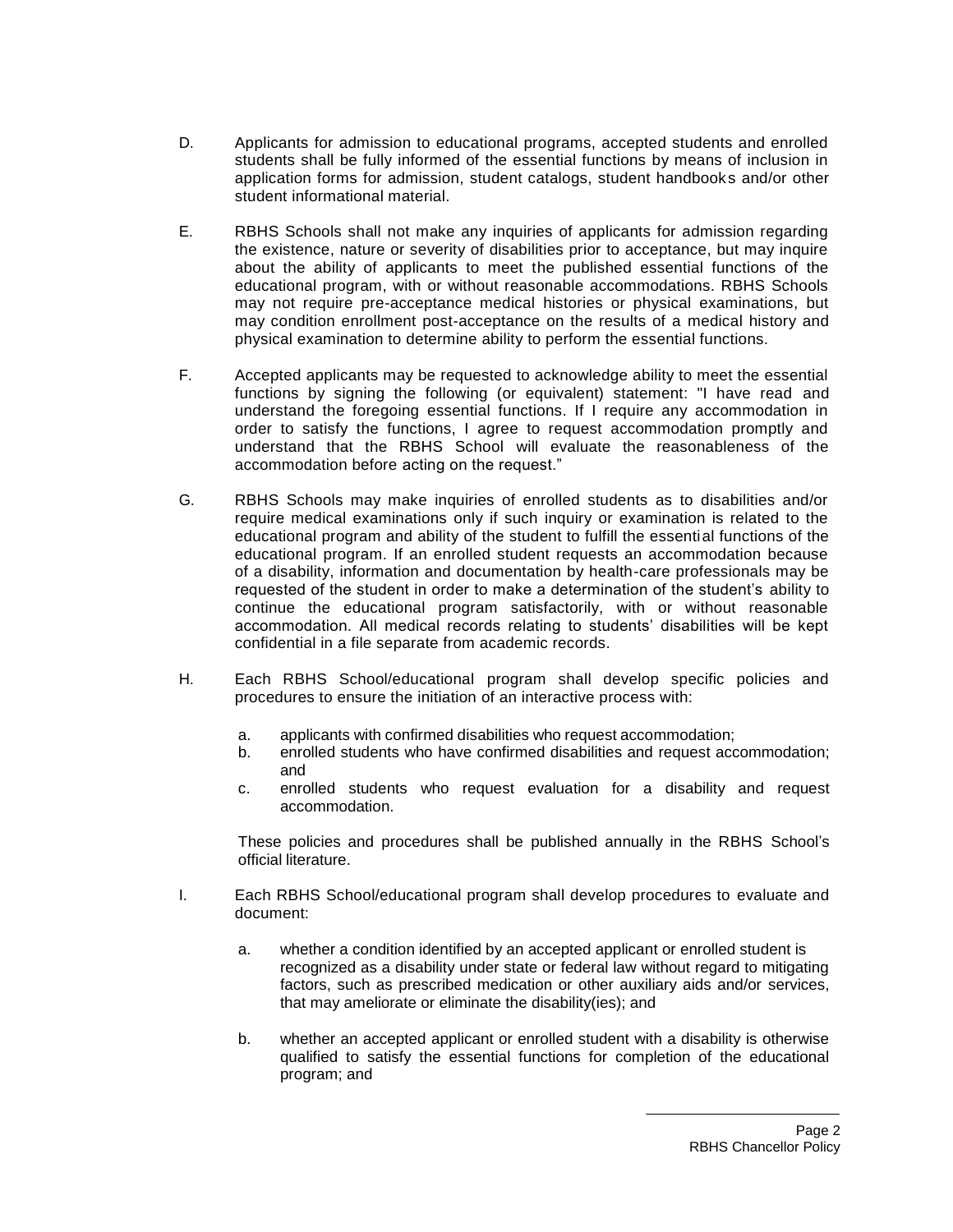D. Applicants for admission to educational programs, accepted students and enrolled students shall be fully informed of the essential functions by means of inclusion in application forms for admission, student catalogs, student handbooks and/or other student informational material.

E. RBHS Schools shall not make any inquiries of applicants for admission regarding the existence, nature or severity of disabilities prior to acceptance, but may inquire about the ability of applicants to meet the published essential functions of the educational program, with or without reasonable accommodations. RBHS Schools may not require pre-acceptance medical histories or physical examinations, but may condition enrollment post-acceptance on the results of a medical history and physical examination to determine ability to perform the essential functions.

F. Accepted applicants may be requested to acknowledge ability to meet the essential functions by signing the following (or equivalent) statement: "I have read and understand the foregoing essential functions. If I require any accommodation in order to satisfy the functions, I agree to request accommodation promptly and understand that the RBHS School will evaluate the reasonableness of the accommodation before acting on the request."

G. RBHS Schools may make inquiries of enrolled students as to disabilities and/or require medical examinations only if such inquiry or examination is related to the educational program and ability of the student to fulfill the essential functions of the educational program. If an enrolled student requests an accommodation because of a disability, information and documentation by health-care professionals may be requested of the student in order to make a determination of the student's ability to continue the educational program satisfactorily, with or without reasonable accommodation. All medical records relating to students' disabilities will be kept confidential in a file separate from academic records.

H. Each RBHS School/educational program shall develop specific policies and procedures to ensure the initiation of an interactive process with:

   a. applicants with confirmed disabilities who request accommodation;
   b. enrolled students who have confirmed disabilities and request accommodation; and
   c. enrolled students who request evaluation for a disability and request accommodation.

   These policies and procedures shall be published annually in the RBHS School's official literature.

I. Each RBHS School/educational program shall develop procedures to evaluate and document:

   a. whether a condition identified by an accepted applicant or enrolled student is recognized as a disability under state or federal law without regard to mitigating factors, such as prescribed medication or other auxiliary aids and/or services, that may ameliorate or eliminate the disability(ies); and

   b. whether an accepted applicant or enrolled student with a disability is otherwise qualified to satisfy the essential functions for completion of the educational program; and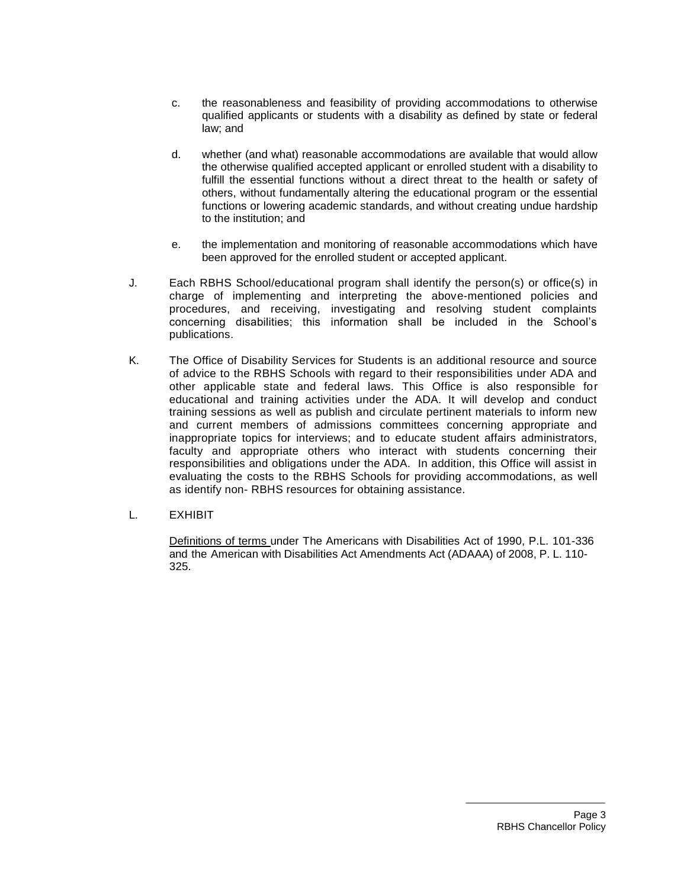c. the reasonableness and feasibility of providing accommodations to otherwise qualified applicants or students with a disability as defined by state or federal law; and

d. whether (and what) reasonable accommodations are available that would allow the otherwise qualified accepted applicant or enrolled student with a disability to fulfill the essential functions without a direct threat to the health or safety of others, without fundamentally altering the educational program or the essential functions or lowering academic standards, and without creating undue hardship to the institution; and

e. the implementation and monitoring of reasonable accommodations which have been approved for the enrolled student or accepted applicant.

J. Each RBHS School/educational program shall identify the person(s) or office(s) in charge of implementing and interpreting the above-mentioned policies and procedures, and receiving, investigating and resolving student complaints concerning disabilities; this information shall be included in the School's publications.

K. The Office of Disability Services for Students is an additional resource and source of advice to the RBHS Schools with regard to their responsibilities under ADA and other applicable state and federal laws. This Office is also responsible for educational and training activities under the ADA. It will develop and conduct training sessions as well as publish and circulate pertinent materials to inform new and current members of admissions committees concerning appropriate and inappropriate topics for interviews; and to educate student affairs administrators, faculty and appropriate others who interact with students concerning their responsibilities and obligations under the ADA. In addition, this Office will assist in evaluating the costs to the RBHS Schools for providing accommodations, as well as identify non- RBHS resources for obtaining assistance.

L. EXHIBIT

Definitions of terms under The Americans with Disabilities Act of 1990, P.L. 101-336 and the American with Disabilities Act Amendments Act (ADAAA) of 2008, P. L. 110-325.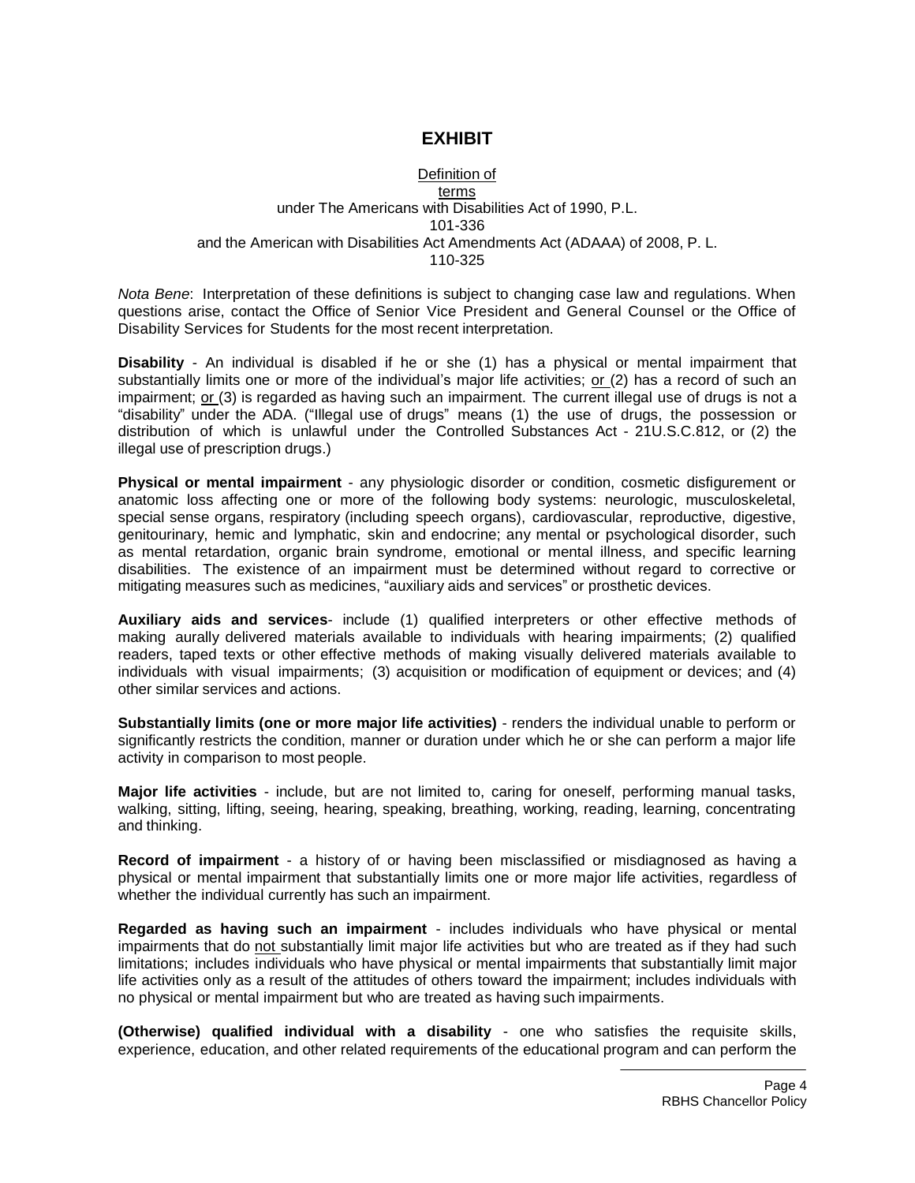# EXHIBIT

Definition of terms
under The Americans with Disabilities Act of 1990, P.L. 101-336
and the American with Disabilities Act Amendments Act (ADAAA) of 2008, P. L. 110-325

*Nota Bene*: Interpretation of these definitions is subject to changing case law and regulations. When questions arise, contact the Office of Senior Vice President and General Counsel or the Office of Disability Services for Students for the most recent interpretation.

**Disability** - An individual is disabled if he or she (1) has a physical or mental impairment that substantially limits one or more of the individual's major life activities; or (2) has a record of such an impairment; or (3) is regarded as having such an impairment. The current illegal use of drugs is not a "disability" under the ADA. ("Illegal use of drugs" means (1) the use of drugs, the possession or distribution of which is unlawful under the Controlled Substances Act - 21U.S.C.812, or (2) the illegal use of prescription drugs.)

**Physical or mental impairment** - any physiologic disorder or condition, cosmetic disfigurement or anatomic loss affecting one or more of the following body systems: neurologic, musculoskeletal, special sense organs, respiratory (including speech organs), cardiovascular, reproductive, digestive, genitourinary, hemic and lymphatic, skin and endocrine; any mental or psychological disorder, such as mental retardation, organic brain syndrome, emotional or mental illness, and specific learning disabilities. The existence of an impairment must be determined without regard to corrective or mitigating measures such as medicines, "auxiliary aids and services" or prosthetic devices.

**Auxiliary aids and services**- include (1) qualified interpreters or other effective methods of making aurally delivered materials available to individuals with hearing impairments; (2) qualified readers, taped texts or other effective methods of making visually delivered materials available to individuals with visual impairments; (3) acquisition or modification of equipment or devices; and (4) other similar services and actions.

**Substantially limits (one or more major life activities)** - renders the individual unable to perform or significantly restricts the condition, manner or duration under which he or she can perform a major life activity in comparison to most people.

**Major life activities** - include, but are not limited to, caring for oneself, performing manual tasks, walking, sitting, lifting, seeing, hearing, speaking, breathing, working, reading, learning, concentrating and thinking.

**Record of impairment** - a history of or having been misclassified or misdiagnosed as having a physical or mental impairment that substantially limits one or more major life activities, regardless of whether the individual currently has such an impairment.

**Regarded as having such an impairment** - includes individuals who have physical or mental impairments that do not substantially limit major life activities but who are treated as if they had such limitations; includes individuals who have physical or mental impairments that substantially limit major life activities only as a result of the attitudes of others toward the impairment; includes individuals with no physical or mental impairment but who are treated as having such impairments.

**(Otherwise) qualified individual with a disability** - one who satisfies the requisite skills, experience, education, and other related requirements of the educational program and can perform the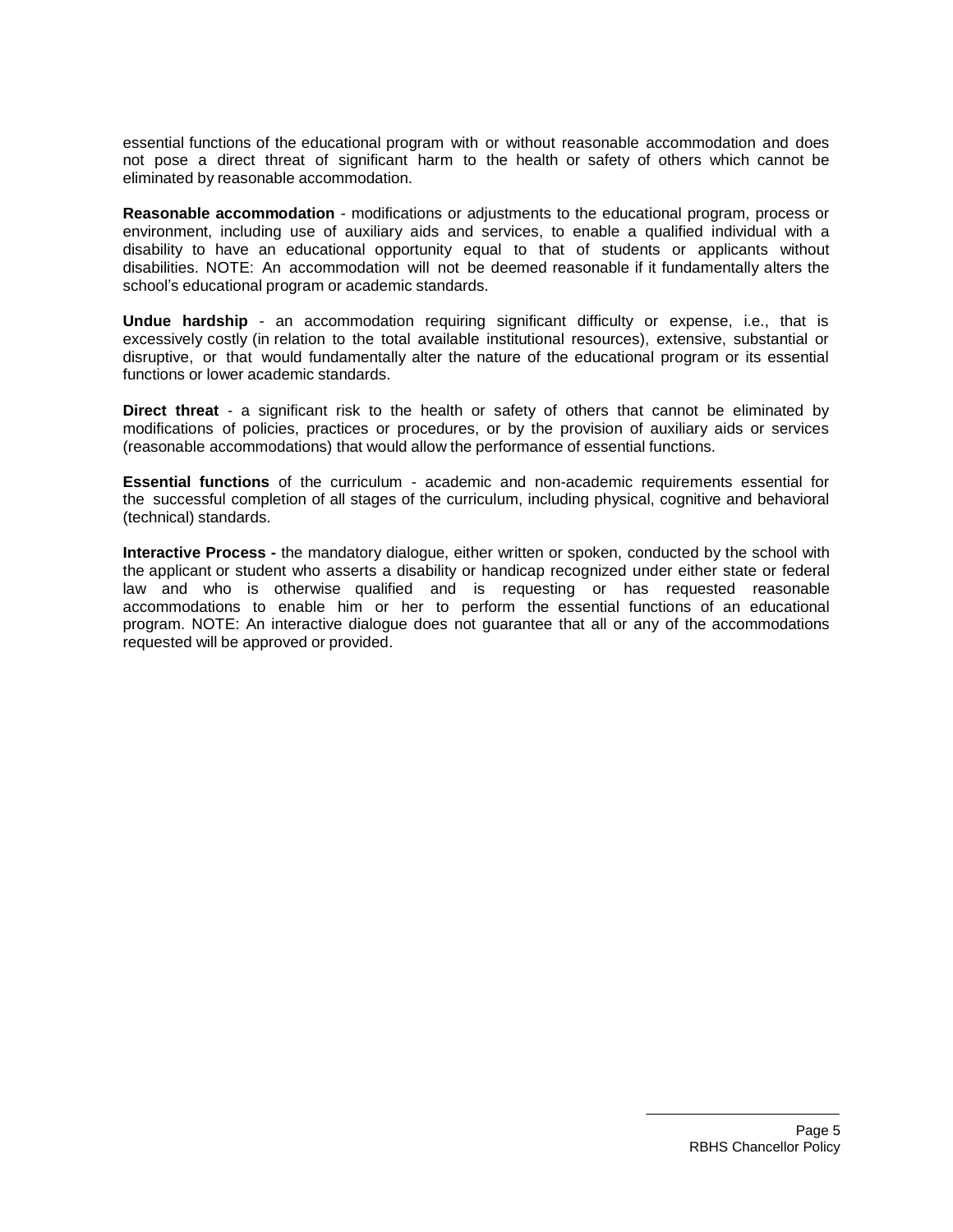essential functions of the educational program with or without reasonable accommodation and does not pose a direct threat of significant harm to the health or safety of others which cannot be eliminated by reasonable accommodation.

**Reasonable accommodation** - modifications or adjustments to the educational program, process or environment, including use of auxiliary aids and services, to enable a qualified individual with a disability to have an educational opportunity equal to that of students or applicants without disabilities. NOTE: An accommodation will not be deemed reasonable if it fundamentally alters the school's educational program or academic standards.

**Undue hardship** - an accommodation requiring significant difficulty or expense, i.e., that is excessively costly (in relation to the total available institutional resources), extensive, substantial or disruptive, or that would fundamentally alter the nature of the educational program or its essential functions or lower academic standards.

**Direct threat** - a significant risk to the health or safety of others that cannot be eliminated by modifications of policies, practices or procedures, or by the provision of auxiliary aids or services (reasonable accommodations) that would allow the performance of essential functions.

**Essential functions** of the curriculum - academic and non-academic requirements essential for the successful completion of all stages of the curriculum, including physical, cognitive and behavioral (technical) standards.

**Interactive Process -** the mandatory dialogue, either written or spoken, conducted by the school with the applicant or student who asserts a disability or handicap recognized under either state or federal law and who is otherwise qualified and is requesting or has requested reasonable accommodations to enable him or her to perform the essential functions of an educational program. NOTE: An interactive dialogue does not guarantee that all or any of the accommodations requested will be approved or provided.